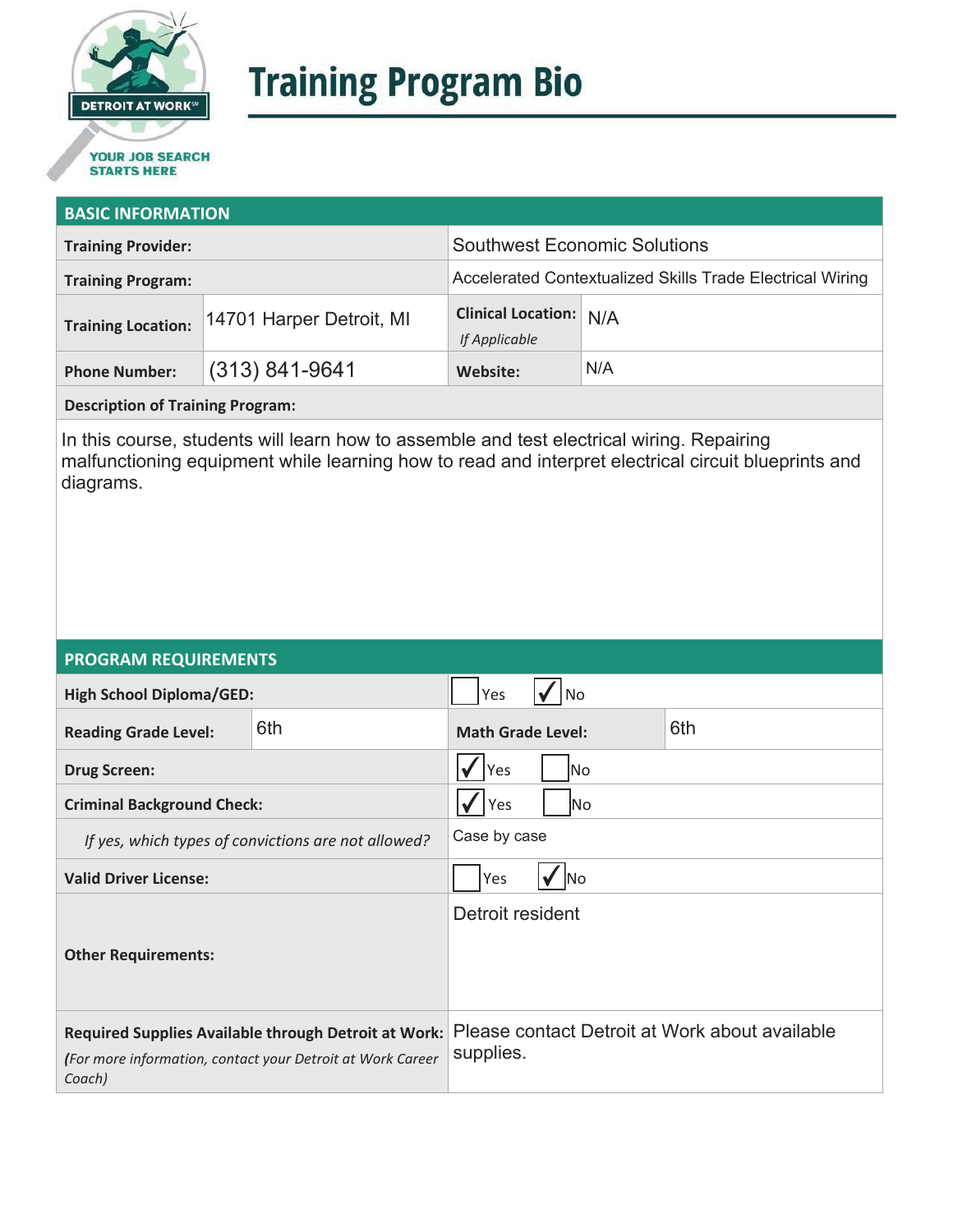DETROIT AT WORK℠

YOUR JOB SEARCH STARTS HERE

# Training Program Bio

## BASIC INFORMATION

| | | | |
|---|---|---|---|
| **Training Provider:** | | Southwest Economic Solutions | |
| **Training Program:** | | Accelerated Contextualized Skills Trade Electrical Wiring | |
| **Training Location:** | 14701 Harper Detroit, MI | **Clinical Location:** *If Applicable* | N/A |
| **Phone Number:** | (313) 841-9641 | **Website:** | N/A |

**Description of Training Program:**

In this course, students will learn how to assemble and test electrical wiring. Repairing malfunctioning equipment while learning how to read and interpret electrical circuit blueprints and diagrams.

## PROGRAM REQUIREMENTS

| | | | |
|---|---|---|---|
| **High School Diploma/GED:** | | ☐ Yes ☑ No | |
| **Reading Grade Level:** | 6th | **Math Grade Level:** | 6th |
| **Drug Screen:** | | ☑ Yes ☐ No | |
| **Criminal Background Check:** | | ☑ Yes ☐ No | |
| *If yes, which types of convictions are not allowed?* | | Case by case | |
| **Valid Driver License:** | | ☐ Yes ☑ No | |
| **Other Requirements:** | | Detroit resident | |
| **Required Supplies Available through Detroit at Work:** *(For more information, contact your Detroit at Work Career Coach)* | | Please contact Detroit at Work about available supplies. | |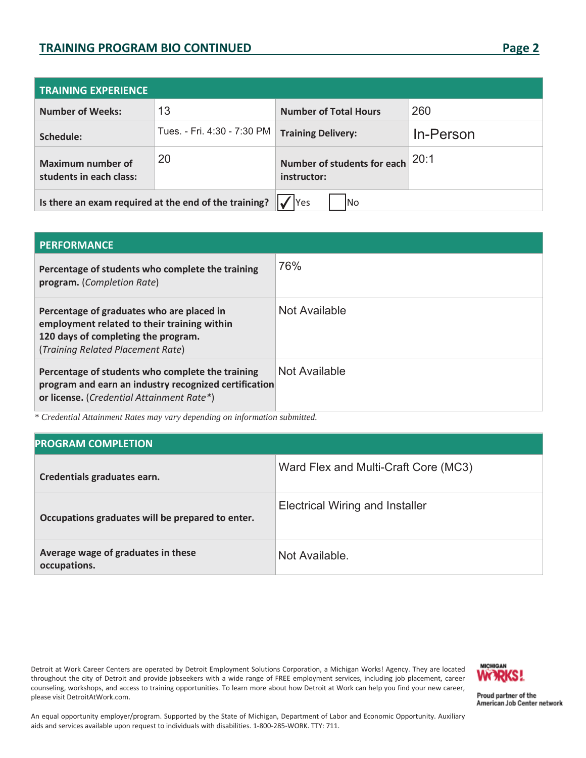## TRAINING PROGRAM BIO CONTINUED

| TRAINING EXPERIENCE | | | |
|---|---|---|---|
| **Number of Weeks:** | 13 | **Number of Total Hours** | 260 |
| **Schedule:** | Tues. - Fri. 4:30 - 7:30 PM | **Training Delivery:** | In-Person |
| **Maximum number of students in each class:** | 20 | **Number of students for each instructor:** | 20:1 |
| **Is there an exam required at the end of the training?** | ☑ Yes ☐ No | | |

| PERFORMANCE | |
|---|---|
| **Percentage of students who complete the training program.** (*Completion Rate*) | 76% |
| **Percentage of graduates who are placed in employment related to their training within 120 days of completing the program.** (*Training Related Placement Rate*) | Not Available |
| **Percentage of students who complete the training program and earn an industry recognized certification or license.** (*Credential Attainment Rate\**) | Not Available |

*\* Credential Attainment Rates may vary depending on information submitted.*

| PROGRAM COMPLETION | |
|---|---|
| **Credentials graduates earn.** | Ward Flex and Multi-Craft Core (MC3) |
| **Occupations graduates will be prepared to enter.** | Electrical Wiring and Installer |
| **Average wage of graduates in these occupations.** | Not Available. |

Detroit at Work Career Centers are operated by Detroit Employment Solutions Corporation, a Michigan Works! Agency. They are located throughout the city of Detroit and provide jobseekers with a wide range of FREE employment services, including job placement, career counseling, workshops, and access to training opportunities. To learn more about how Detroit at Work can help you find your new career, please visit DetroitAtWork.com.

MICHIGAN WORKS! Proud partner of the American Job Center network

An equal opportunity employer/program. Supported by the State of Michigan, Department of Labor and Economic Opportunity. Auxiliary aids and services available upon request to individuals with disabilities. 1-800-285-WORK. TTY: 711.